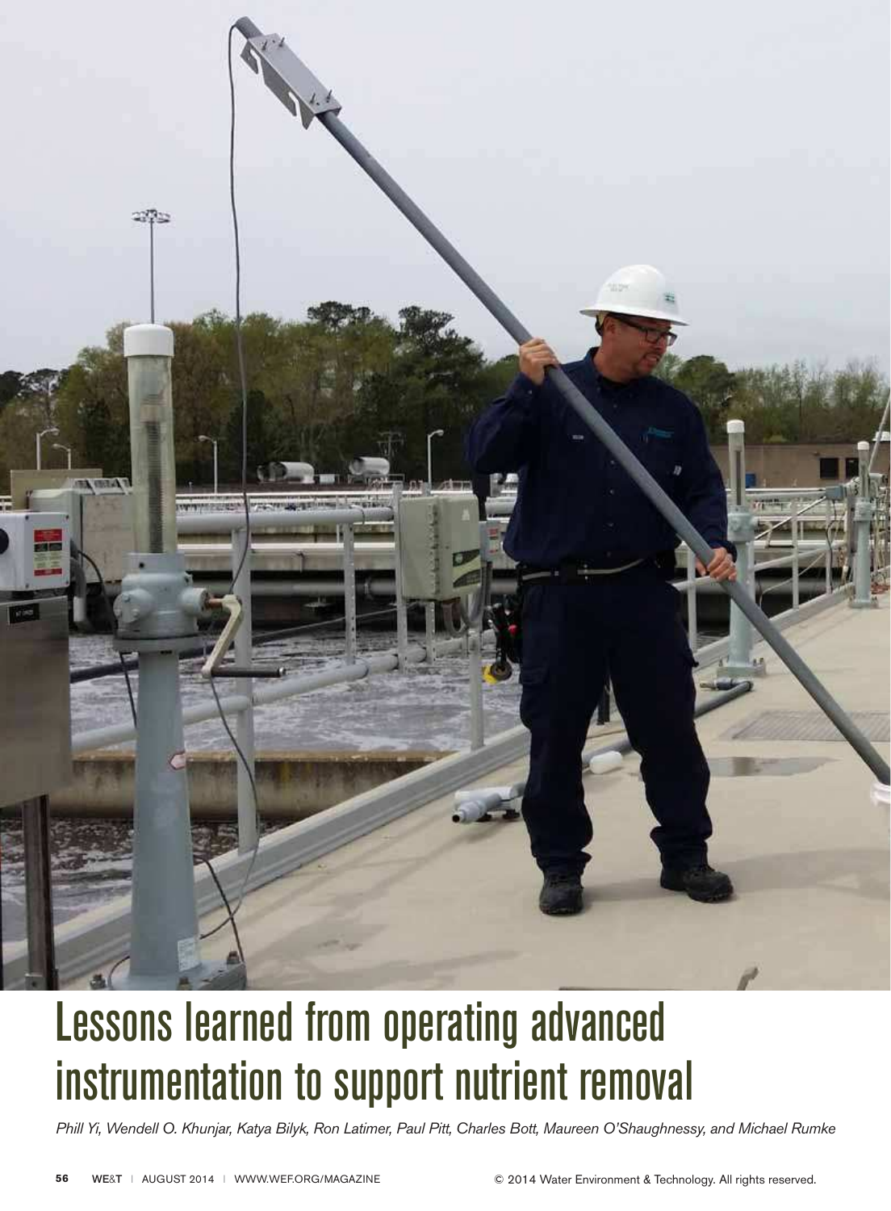# Lessons learned from operating advanced instrumentation to support nutrient removal

*Phill Yi, Wendell O. Khunjar, Katya Bilyk, Ron Latimer, Paul Pitt, Charles Bott, Maureen O'Shaughnessy, and Michael Rumke*

© 2014 Water Environment & Technology. All rights reserved.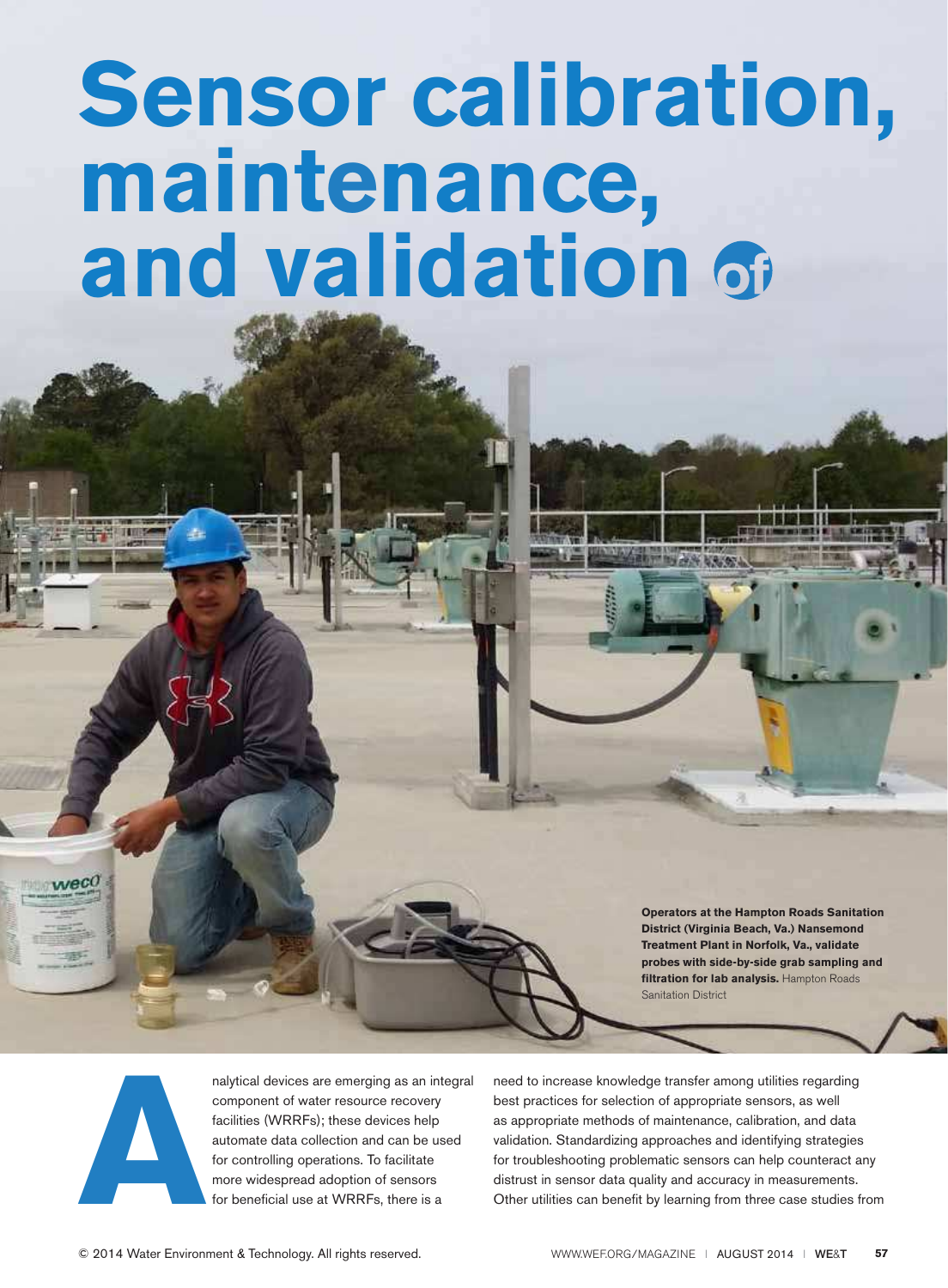# Sensor calibration, maintenance, and validation of

Operators at the Hampton Roads Sanitation District (Virginia Beach, Va.) Nansemond Treatment Plant in Norfolk, Va., validate probes with side-by-side grab sampling and filtration for lab analysis. Hampton Roads Sanitation District

Analytical devices are emerging as an integral component of water resource recovery facilities (WRRFs); these devices help automate data collection and can be used for controlling operations. To facilitate more widespread adoption of sensors for beneficial use at WRRFs, there is a need to increase knowledge transfer among utilities regarding best practices for selection of appropriate sensors, as well as appropriate methods of maintenance, calibration, and data validation. Standardizing approaches and identifying strategies for troubleshooting problematic sensors can help counteract any distrust in sensor data quality and accuracy in measurements. Other utilities can benefit by learning from three case studies from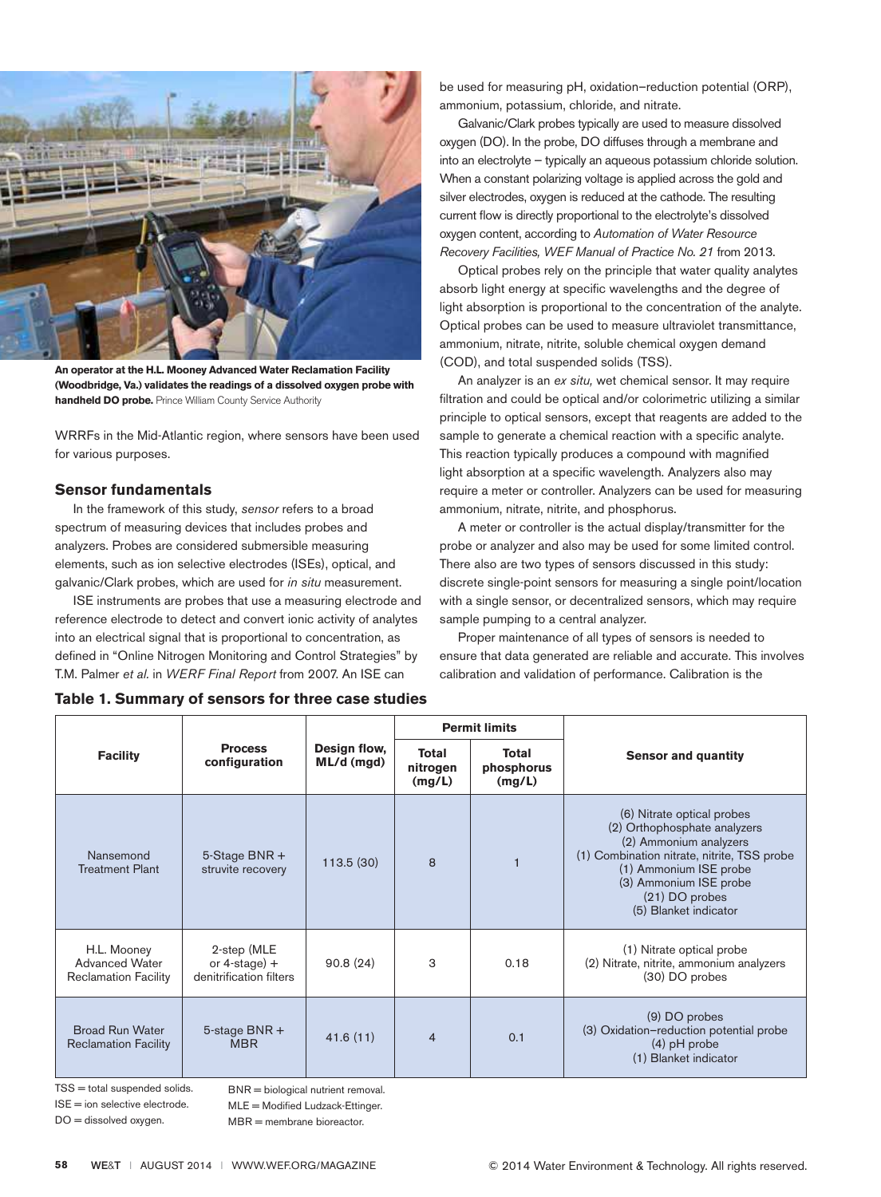**An operator at the H.L. Mooney Advanced Water Reclamation Facility (Woodbridge, Va.) validates the readings of a dissolved oxygen probe with handheld DO probe.** Prince William County Service Authority

WRRFs in the Mid-Atlantic region, where sensors have been used for various purposes.

### Sensor fundamentals

In the framework of this study, *sensor* refers to a broad spectrum of measuring devices that includes probes and analyzers. Probes are considered submersible measuring elements, such as ion selective electrodes (ISEs), optical, and galvanic/Clark probes, which are used for *in situ* measurement.

ISE instruments are probes that use a measuring electrode and reference electrode to detect and convert ionic activity of analytes into an electrical signal that is proportional to concentration, as defined in "Online Nitrogen Monitoring and Control Strategies" by T.M. Palmer *et al*. in *WERF Final Report* from 2007. An ISE can be used for measuring pH, oxidation–reduction potential (ORP), ammonium, potassium, chloride, and nitrate.

Galvanic/Clark probes typically are used to measure dissolved oxygen (DO). In the probe, DO diffuses through a membrane and into an electrolyte – typically an aqueous potassium chloride solution. When a constant polarizing voltage is applied across the gold and silver electrodes, oxygen is reduced at the cathode. The resulting current flow is directly proportional to the electrolyte's dissolved oxygen content, according to *Automation of Water Resource Recovery Facilities, WEF Manual of Practice No. 21* from 2013.

Optical probes rely on the principle that water quality analytes absorb light energy at specific wavelengths and the degree of light absorption is proportional to the concentration of the analyte. Optical probes can be used to measure ultraviolet transmittance, ammonium, nitrate, nitrite, soluble chemical oxygen demand (COD), and total suspended solids (TSS).

An analyzer is an *ex situ,* wet chemical sensor. It may require filtration and could be optical and/or colorimetric utilizing a similar principle to optical sensors, except that reagents are added to the sample to generate a chemical reaction with a specific analyte. This reaction typically produces a compound with magnified light absorption at a specific wavelength. Analyzers also may require a meter or controller. Analyzers can be used for measuring ammonium, nitrate, nitrite, and phosphorus.

A meter or controller is the actual display/transmitter for the probe or analyzer and also may be used for some limited control. There also are two types of sensors discussed in this study: discrete single-point sensors for measuring a single point/location with a single sensor, or decentralized sensors, which may require sample pumping to a central analyzer.

Proper maintenance of all types of sensors is needed to ensure that data generated are reliable and accurate. This involves calibration and validation of performance. Calibration is the

**Table 1. Summary of sensors for three case studies**

| Facility | Process configuration | Design flow, ML/d (mgd) | Permit limits | | Sensor and quantity |
|---|---|---|---|---|---|
| | | | Total nitrogen (mg/L) | Total phosphorus (mg/L) | |
| Nansemond Treatment Plant | 5-Stage BNR + struvite recovery | 113.5 (30) | 8 | 1 | (6) Nitrate optical probes<br>(2) Orthophosphate analyzers<br>(2) Ammonium analyzers<br>(1) Combination nitrate, nitrite, TSS probe<br>(1) Ammonium ISE probe<br>(3) Ammonium ISE probe<br>(21) DO probes<br>(5) Blanket indicator |
| H.L. Mooney Advanced Water Reclamation Facility | 2-step (MLE or 4-stage) + denitrification filters | 90.8 (24) | 3 | 0.18 | (1) Nitrate optical probe<br>(2) Nitrate, nitrite, ammonium analyzers<br>(30) DO probes |
| Broad Run Water Reclamation Facility | 5-stage BNR + MBR | 41.6 (11) | 4 | 0.1 | (9) DO probes<br>(3) Oxidation–reduction potential probe<br>(4) pH probe<br>(1) Blanket indicator |

TSS = total suspended solids.
ISE = ion selective electrode.
DO = dissolved oxygen.
BNR = biological nutrient removal.
MLE = Modified Ludzack-Ettinger.
MBR = membrane bioreactor.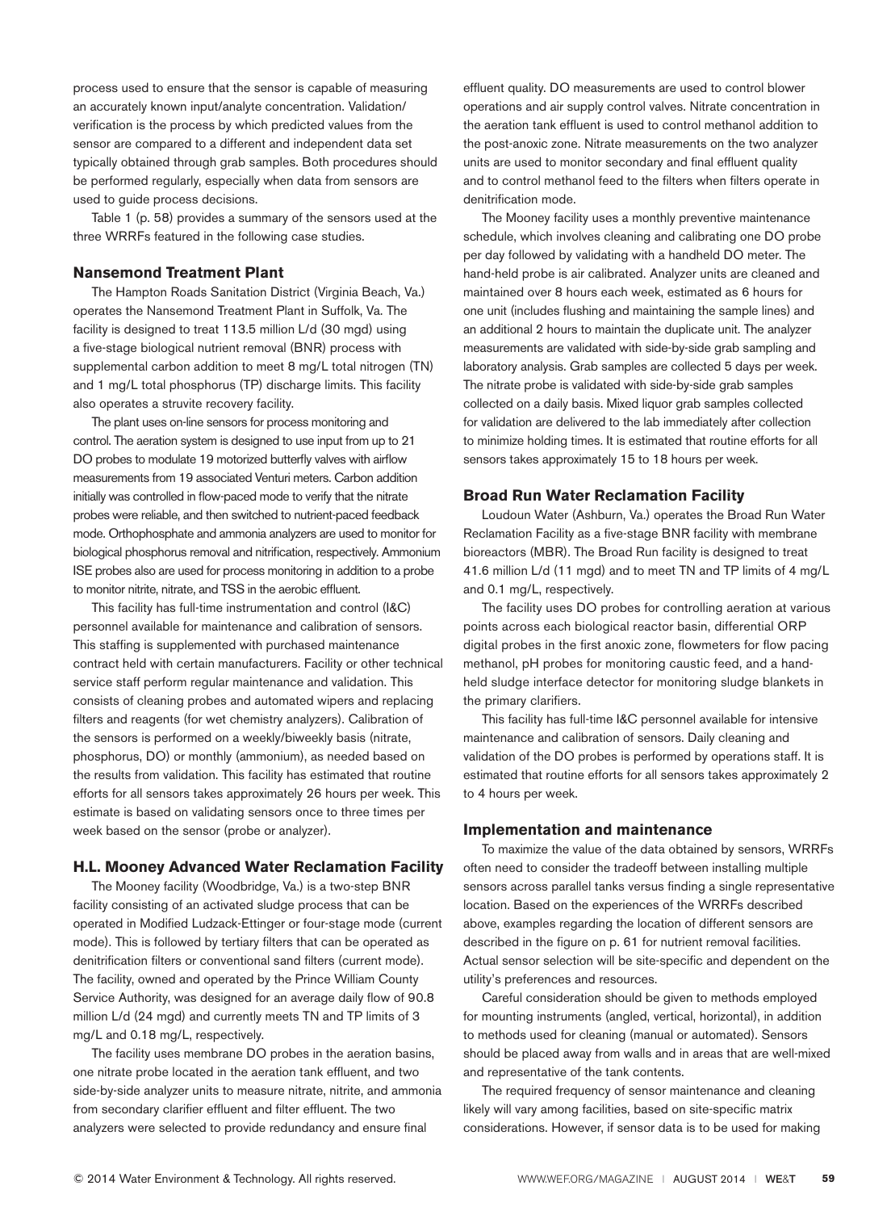process used to ensure that the sensor is capable of measuring an accurately known input/analyte concentration. Validation/verification is the process by which predicted values from the sensor are compared to a different and independent data set typically obtained through grab samples. Both procedures should be performed regularly, especially when data from sensors are used to guide process decisions.

Table 1 (p. 58) provides a summary of the sensors used at the three WRRFs featured in the following case studies.

### Nansemond Treatment Plant

The Hampton Roads Sanitation District (Virginia Beach, Va.) operates the Nansemond Treatment Plant in Suffolk, Va. The facility is designed to treat 113.5 million L/d (30 mgd) using a five-stage biological nutrient removal (BNR) process with supplemental carbon addition to meet 8 mg/L total nitrogen (TN) and 1 mg/L total phosphorus (TP) discharge limits. This facility also operates a struvite recovery facility.

The plant uses on-line sensors for process monitoring and control. The aeration system is designed to use input from up to 21 DO probes to modulate 19 motorized butterfly valves with airflow measurements from 19 associated Venturi meters. Carbon addition initially was controlled in flow-paced mode to verify that the nitrate probes were reliable, and then switched to nutrient-paced feedback mode. Orthophosphate and ammonia analyzers are used to monitor for biological phosphorus removal and nitrification, respectively. Ammonium ISE probes also are used for process monitoring in addition to a probe to monitor nitrite, nitrate, and TSS in the aerobic effluent.

This facility has full-time instrumentation and control (I&C) personnel available for maintenance and calibration of sensors. This staffing is supplemented with purchased maintenance contract held with certain manufacturers. Facility or other technical service staff perform regular maintenance and validation. This consists of cleaning probes and automated wipers and replacing filters and reagents (for wet chemistry analyzers). Calibration of the sensors is performed on a weekly/biweekly basis (nitrate, phosphorus, DO) or monthly (ammonium), as needed based on the results from validation. This facility has estimated that routine efforts for all sensors takes approximately 26 hours per week. This estimate is based on validating sensors once to three times per week based on the sensor (probe or analyzer).

### H.L. Mooney Advanced Water Reclamation Facility

The Mooney facility (Woodbridge, Va.) is a two-step BNR facility consisting of an activated sludge process that can be operated in Modified Ludzack-Ettinger or four-stage mode (current mode). This is followed by tertiary filters that can be operated as denitrification filters or conventional sand filters (current mode). The facility, owned and operated by the Prince William County Service Authority, was designed for an average daily flow of 90.8 million L/d (24 mgd) and currently meets TN and TP limits of 3 mg/L and 0.18 mg/L, respectively.

The facility uses membrane DO probes in the aeration basins, one nitrate probe located in the aeration tank effluent, and two side-by-side analyzer units to measure nitrate, nitrite, and ammonia from secondary clarifier effluent and filter effluent. The two analyzers were selected to provide redundancy and ensure final effluent quality. DO measurements are used to control blower operations and air supply control valves. Nitrate concentration in the aeration tank effluent is used to control methanol addition to the post-anoxic zone. Nitrate measurements on the two analyzer units are used to monitor secondary and final effluent quality and to control methanol feed to the filters when filters operate in denitrification mode.

The Mooney facility uses a monthly preventive maintenance schedule, which involves cleaning and calibrating one DO probe per day followed by validating with a handheld DO meter. The hand-held probe is air calibrated. Analyzer units are cleaned and maintained over 8 hours each week, estimated as 6 hours for one unit (includes flushing and maintaining the sample lines) and an additional 2 hours to maintain the duplicate unit. The analyzer measurements are validated with side-by-side grab sampling and laboratory analysis. Grab samples are collected 5 days per week. The nitrate probe is validated with side-by-side grab samples collected on a daily basis. Mixed liquor grab samples collected for validation are delivered to the lab immediately after collection to minimize holding times. It is estimated that routine efforts for all sensors takes approximately 15 to 18 hours per week.

### Broad Run Water Reclamation Facility

Loudoun Water (Ashburn, Va.) operates the Broad Run Water Reclamation Facility as a five-stage BNR facility with membrane bioreactors (MBR). The Broad Run facility is designed to treat 41.6 million L/d (11 mgd) and to meet TN and TP limits of 4 mg/L and 0.1 mg/L, respectively.

The facility uses DO probes for controlling aeration at various points across each biological reactor basin, differential ORP digital probes in the first anoxic zone, flowmeters for flow pacing methanol, pH probes for monitoring caustic feed, and a hand-held sludge interface detector for monitoring sludge blankets in the primary clarifiers.

This facility has full-time I&C personnel available for intensive maintenance and calibration of sensors. Daily cleaning and validation of the DO probes is performed by operations staff. It is estimated that routine efforts for all sensors takes approximately 2 to 4 hours per week.

### Implementation and maintenance

To maximize the value of the data obtained by sensors, WRRFs often need to consider the tradeoff between installing multiple sensors across parallel tanks versus finding a single representative location. Based on the experiences of the WRRFs described above, examples regarding the location of different sensors are described in the figure on p. 61 for nutrient removal facilities. Actual sensor selection will be site-specific and dependent on the utility's preferences and resources.

Careful consideration should be given to methods employed for mounting instruments (angled, vertical, horizontal), in addition to methods used for cleaning (manual or automated). Sensors should be placed away from walls and in areas that are well-mixed and representative of the tank contents.

The required frequency of sensor maintenance and cleaning likely will vary among facilities, based on site-specific matrix considerations. However, if sensor data is to be used for making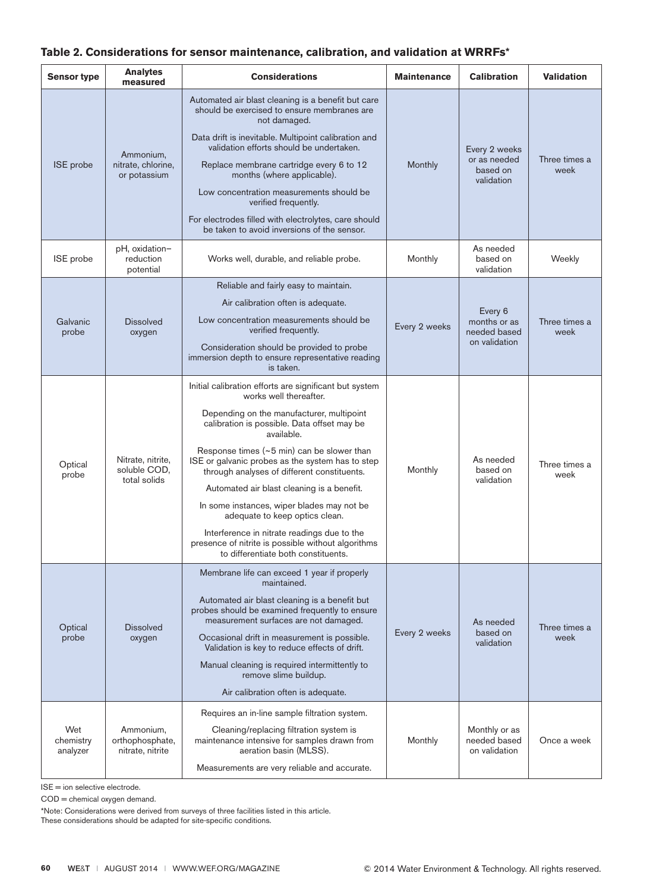**Table 2. Considerations for sensor maintenance, calibration, and validation at WRRFs***

| Sensor type | Analytes measured | Considerations | Maintenance | Calibration | Validation |
|---|---|---|---|---|---|
| ISE probe | Ammonium, nitrate, chlorine, or potassium | Automated air blast cleaning is a benefit but care should be exercised to ensure membranes are not damaged.<br>Data drift is inevitable. Multipoint calibration and validation efforts should be undertaken.<br>Replace membrane cartridge every 6 to 12 months (where applicable).<br>Low concentration measurements should be verified frequently.<br>For electrodes filled with electrolytes, care should be taken to avoid inversions of the sensor. | Monthly | Every 2 weeks or as needed based on validation | Three times a week |
| ISE probe | pH, oxidation–reduction potential | Works well, durable, and reliable probe. | Monthly | As needed based on validation | Weekly |
| Galvanic probe | Dissolved oxygen | Reliable and fairly easy to maintain.<br>Air calibration often is adequate.<br>Low concentration measurements should be verified frequently.<br>Consideration should be provided to probe immersion depth to ensure representative reading is taken. | Every 2 weeks | Every 6 months or as needed based on validation | Three times a week |
| Optical probe | Nitrate, nitrite, soluble COD, total solids | Initial calibration efforts are significant but system works well thereafter.<br>Depending on the manufacturer, multipoint calibration is possible. Data offset may be available.<br>Response times (~5 min) can be slower than ISE or galvanic probes as the system has to step through analyses of different constituents.<br>Automated air blast cleaning is a benefit.<br>In some instances, wiper blades may not be adequate to keep optics clean.<br>Interference in nitrate readings due to the presence of nitrite is possible without algorithms to differentiate both constituents. | Monthly | As needed based on validation | Three times a week |
| Optical probe | Dissolved oxygen | Membrane life can exceed 1 year if properly maintained.<br>Automated air blast cleaning is a benefit but probes should be examined frequently to ensure measurement surfaces are not damaged.<br>Occasional drift in measurement is possible. Validation is key to reduce effects of drift.<br>Manual cleaning is required intermittently to remove slime buildup.<br>Air calibration often is adequate. | Every 2 weeks | As needed based on validation | Three times a week |
| Wet chemistry analyzer | Ammonium, orthophosphate, nitrate, nitrite | Requires an in-line sample filtration system.<br>Cleaning/replacing filtration system is maintenance intensive for samples drawn from aeration basin (MLSS).<br>Measurements are very reliable and accurate. | Monthly | Monthly or as needed based on validation | Once a week |

ISE = ion selective electrode.

COD = chemical oxygen demand.

*Note: Considerations were derived from surveys of three facilities listed in this article.
These considerations should be adapted for site-specific conditions.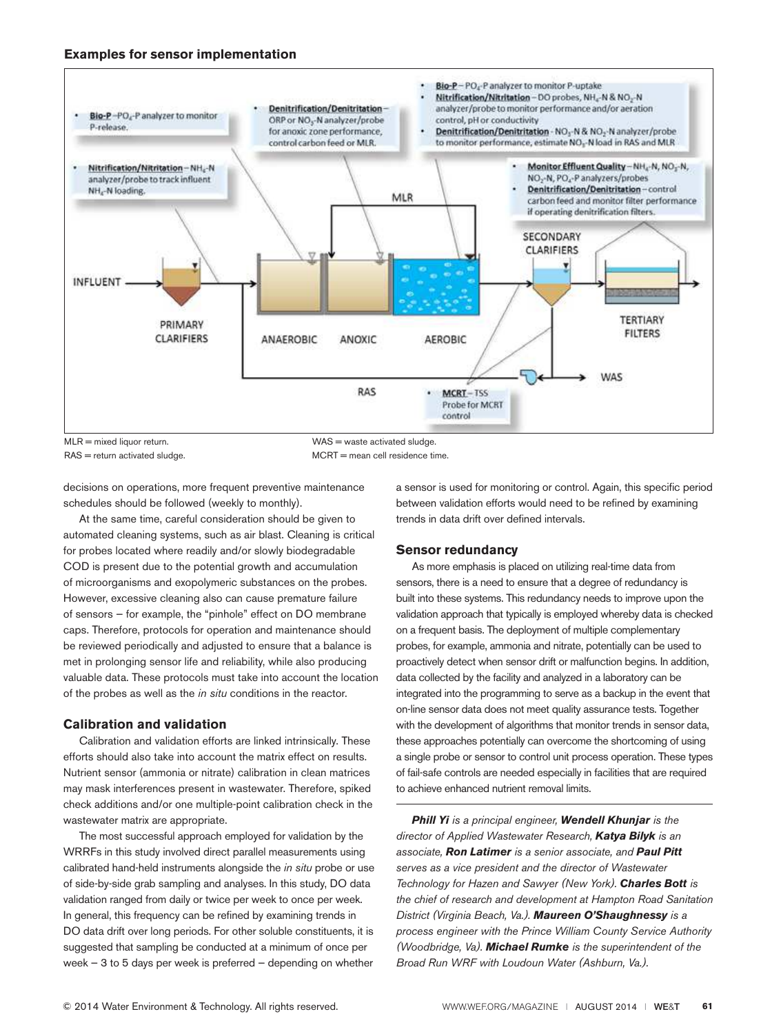**Examples for sensor implementation**

- **Bio-P** – $PO_4$-P analyzer to monitor P-release.
- **Nitrification/Nitritation** – $NH_4$-N analyzer/probe to track influent $NH_4$-N loading.
- **Denitrification/Denitritation** – ORP or $NO_3$-N analyzer/probe for anoxic zone performance, control carbon feed or MLR.
- **Bio-P** – $PO_4$-P analyzer to monitor P-uptake
- **Nitrification/Nitritation** – DO probes, $NH_4$-N & $NO_2$-N analyzer/probe to monitor performance and/or aeration control, pH or conductivity
- **Denitrification/Denitritation** - $NO_3$-N & $NO_2$-N analyzer/probe to monitor performance, estimate $NO_3$-N load in RAS and MLR
- **Monitor Effluent Quality** – $NH_4$-N, $NO_3$-N, $NO_2$-N, $PO_4$-P analyzers/probes
- **Denitrification/Denitritation** – control carbon feed and monitor filter performance if operating denitrification filters.
- **MCRT** – TSS Probe for MCRT control

INFLUENT
PRIMARY CLARIFIERS
ANAEROBIC
ANOXIC
AEROBIC
MLR
SECONDARY CLARIFIERS
TERTIARY FILTERS
RAS
WAS

MLR = mixed liquor return.
RAS = return activated sludge.
WAS = waste activated sludge.
MCRT = mean cell residence time.

decisions on operations, more frequent preventive maintenance schedules should be followed (weekly to monthly).

At the same time, careful consideration should be given to automated cleaning systems, such as air blast. Cleaning is critical for probes located where readily and/or slowly biodegradable COD is present due to the potential growth and accumulation of microorganisms and exopolymeric substances on the probes. However, excessive cleaning also can cause premature failure of sensors – for example, the "pinhole" effect on DO membrane caps. Therefore, protocols for operation and maintenance should be reviewed periodically and adjusted to ensure that a balance is met in prolonging sensor life and reliability, while also producing valuable data. These protocols must take into account the location of the probes as well as the *in situ* conditions in the reactor.

## Calibration and validation

Calibration and validation efforts are linked intrinsically. These efforts should also take into account the matrix effect on results. Nutrient sensor (ammonia or nitrate) calibration in clean matrices may mask interferences present in wastewater. Therefore, spiked check additions and/or one multiple-point calibration check in the wastewater matrix are appropriate.

The most successful approach employed for validation by the WRRFs in this study involved direct parallel measurements using calibrated hand-held instruments alongside the *in situ* probe or use of side-by-side grab sampling and analyses. In this study, DO data validation ranged from daily or twice per week to once per week. In general, this frequency can be refined by examining trends in DO data drift over long periods. For other soluble constituents, it is suggested that sampling be conducted at a minimum of once per week – 3 to 5 days per week is preferred – depending on whether a sensor is used for monitoring or control. Again, this specific period between validation efforts would need to be refined by examining trends in data drift over defined intervals.

## Sensor redundancy

As more emphasis is placed on utilizing real-time data from sensors, there is a need to ensure that a degree of redundancy is built into these systems. This redundancy needs to improve upon the validation approach that typically is employed whereby data is checked on a frequent basis. The deployment of multiple complementary probes, for example, ammonia and nitrate, potentially can be used to proactively detect when sensor drift or malfunction begins. In addition, data collected by the facility and analyzed in a laboratory can be integrated into the programming to serve as a backup in the event that on-line sensor data does not meet quality assurance tests. Together with the development of algorithms that monitor trends in sensor data, these approaches potentially can overcome the shortcoming of using a single probe or sensor to control unit process operation. These types of fail-safe controls are needed especially in facilities that are required to achieve enhanced nutrient removal limits.

***Phill Yi*** *is a principal engineer,* ***Wendell Khunjar*** *is the director of Applied Wastewater Research,* ***Katya Bilyk*** *is an associate,* ***Ron Latimer*** *is a senior associate, and* ***Paul Pitt*** *serves as a vice president and the director of Wastewater Technology for Hazen and Sawyer (New York).* ***Charles Bott*** *is the chief of research and development at Hampton Road Sanitation District (Virginia Beach, Va.).* ***Maureen O'Shaughnessy*** *is a process engineer with the Prince William County Service Authority (Woodbridge, Va).* ***Michael Rumke*** *is the superintendent of the Broad Run WRF with Loudoun Water (Ashburn, Va.).*